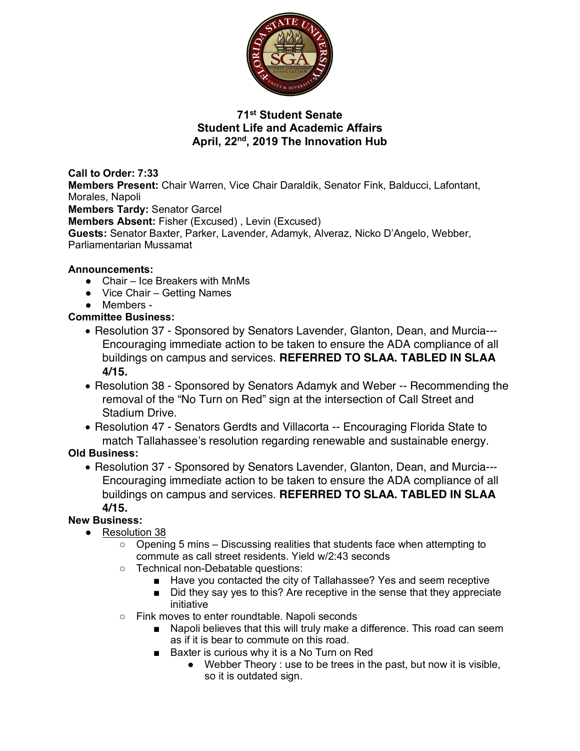# 71st Student Senate
## Student Life and Academic Affairs
## April, 22nd, 2019 The Innovation Hub

**Call to Order: 7:33**
**Members Present:** Chair Warren, Vice Chair Daraldik, Senator Fink, Balducci, Lafontant, Morales, Napoli
**Members Tardy:** Senator Garcel
**Members Absent:** Fisher (Excused) , Levin (Excused)
**Guests:** Senator Baxter, Parker, Lavender, Adamyk, Alveraz, Nicko D'Angelo, Webber, Parliamentarian Mussamat

**Announcements:**

- Chair – Ice Breakers with MnMs
- Vice Chair – Getting Names
- Members -

**Committee Business:**

- Resolution 37 - Sponsored by Senators Lavender, Glanton, Dean, and Murcia--- Encouraging immediate action to be taken to ensure the ADA compliance of all buildings on campus and services. **REFERRED TO SLAA. TABLED IN SLAA 4/15.**
- Resolution 38 - Sponsored by Senators Adamyk and Weber -- Recommending the removal of the "No Turn on Red" sign at the intersection of Call Street and Stadium Drive.
- Resolution 47 - Senators Gerdts and Villacorta -- Encouraging Florida State to match Tallahassee's resolution regarding renewable and sustainable energy.

**Old Business:**

- Resolution 37 - Sponsored by Senators Lavender, Glanton, Dean, and Murcia--- Encouraging immediate action to be taken to ensure the ADA compliance of all buildings on campus and services. **REFERRED TO SLAA. TABLED IN SLAA 4/15.**

**New Business:**

- Resolution 38
  - Opening 5 mins – Discussing realities that students face when attempting to commute as call street residents. Yield w/2:43 seconds
  - Technical non-Debatable questions:
    - Have you contacted the city of Tallahassee? Yes and seem receptive
    - Did they say yes to this? Are receptive in the sense that they appreciate initiative
  - Fink moves to enter roundtable. Napoli seconds
    - Napoli believes that this will truly make a difference. This road can seem as if it is bear to commute on this road.
    - Baxter is curious why it is a No Turn on Red
      - Webber Theory : use to be trees in the past, but now it is visible, so it is outdated sign.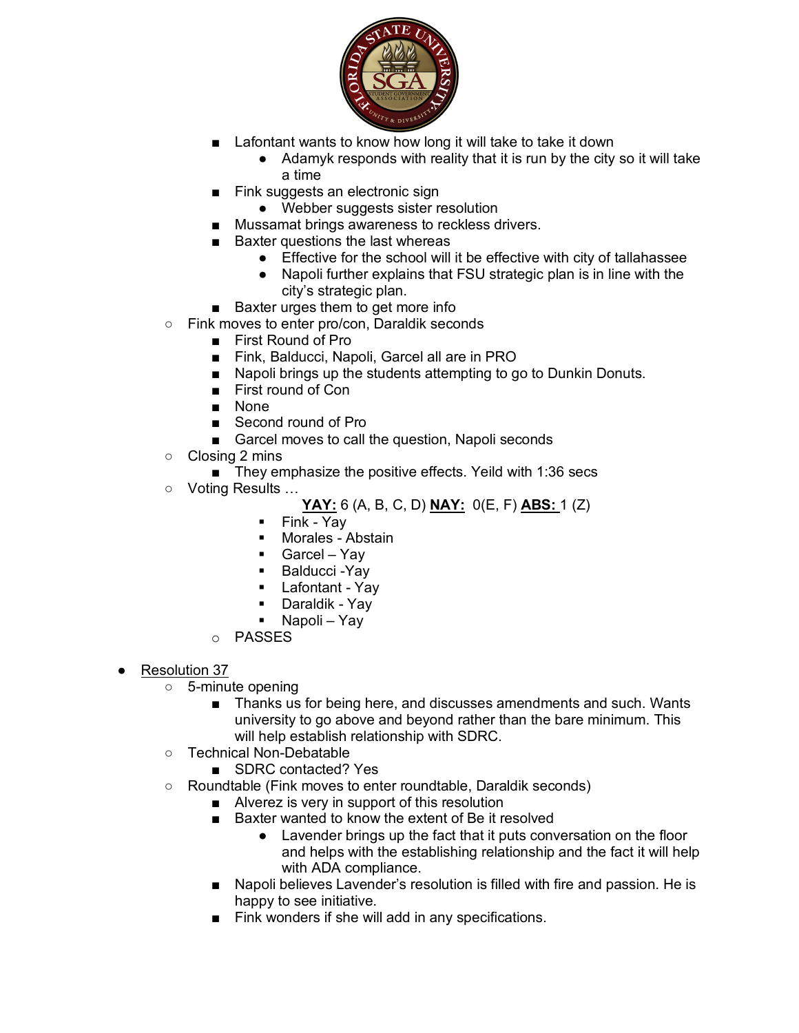- Lafontant wants to know how long it will take to take it down
  - Adamyk responds with reality that it is run by the city so it will take a time
- Fink suggests an electronic sign
  - Webber suggests sister resolution
- Mussamat brings awareness to reckless drivers.
- Baxter questions the last whereas
  - Effective for the school will it be effective with city of tallahassee
  - Napoli further explains that FSU strategic plan is in line with the city's strategic plan.
- Baxter urges them to get more info

- Fink moves to enter pro/con, Daraldik seconds
  - First Round of Pro
  - Fink, Balducci, Napoli, Garcel all are in PRO
  - Napoli brings up the students attempting to go to Dunkin Donuts.
  - First round of Con
  - None
  - Second round of Pro
  - Garcel moves to call the question, Napoli seconds
- Closing 2 mins
  - They emphasize the positive effects. Yeild with 1:36 secs
- Voting Results …

  **YAY:** 6 (A, B, C, D) **NAY:** 0(E, F) **ABS:** 1 (Z)
  - Fink - Yay
  - Morales - Abstain
  - Garcel – Yay
  - Balducci -Yay
  - Lafontant - Yay
  - Daraldik - Yay
  - Napoli – Yay
  - PASSES

- Resolution 37
  - 5-minute opening
    - Thanks us for being here, and discusses amendments and such. Wants university to go above and beyond rather than the bare minimum. This will help establish relationship with SDRC.
  - Technical Non-Debatable
    - SDRC contacted? Yes
  - Roundtable (Fink moves to enter roundtable, Daraldik seconds)
    - Alverez is very in support of this resolution
    - Baxter wanted to know the extent of Be it resolved
      - Lavender brings up the fact that it puts conversation on the floor and helps with the establishing relationship and the fact it will help with ADA compliance.
    - Napoli believes Lavender's resolution is filled with fire and passion. He is happy to see initiative.
    - Fink wonders if she will add in any specifications.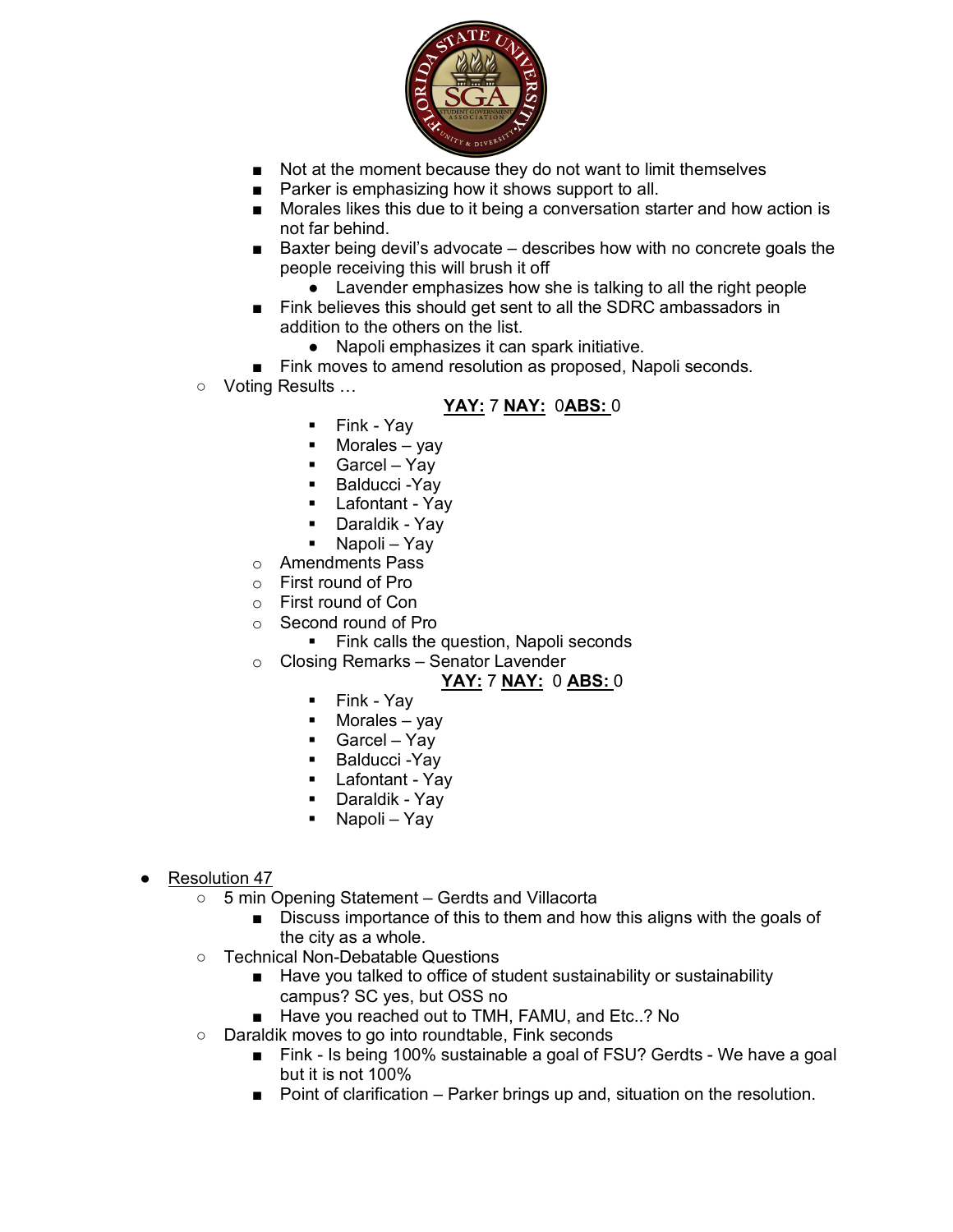- Not at the moment because they do not want to limit themselves
- Parker is emphasizing how it shows support to all.
- Morales likes this due to it being a conversation starter and how action is not far behind.
- Baxter being devil's advocate – describes how with no concrete goals the people receiving this will brush it off
  - Lavender emphasizes how she is talking to all the right people
- Fink believes this should get sent to all the SDRC ambassadors in addition to the others on the list.
  - Napoli emphasizes it can spark initiative.
- Fink moves to amend resolution as proposed, Napoli seconds.

- Voting Results …

  **YAY:** 7 **NAY:** 0**ABS:** 0

  - Fink - Yay
  - Morales – yay
  - Garcel – Yay
  - Balducci -Yay
  - Lafontant - Yay
  - Daraldik - Yay
  - Napoli – Yay
  - Amendments Pass
  - First round of Pro
  - First round of Con
  - Second round of Pro
    - Fink calls the question, Napoli seconds
  - Closing Remarks – Senator Lavender

  **YAY:** 7 **NAY:** 0 **ABS:** 0

  - Fink - Yay
  - Morales – yay
  - Garcel – Yay
  - Balducci -Yay
  - Lafontant - Yay
  - Daraldik - Yay
  - Napoli – Yay

- Resolution 47
  - 5 min Opening Statement – Gerdts and Villacorta
    - Discuss importance of this to them and how this aligns with the goals of the city as a whole.
  - Technical Non-Debatable Questions
    - Have you talked to office of student sustainability or sustainability campus? SC yes, but OSS no
    - Have you reached out to TMH, FAMU, and Etc..? No
  - Daraldik moves to go into roundtable, Fink seconds
    - Fink - Is being 100% sustainable a goal of FSU? Gerdts - We have a goal but it is not 100%
    - Point of clarification – Parker brings up and, situation on the resolution.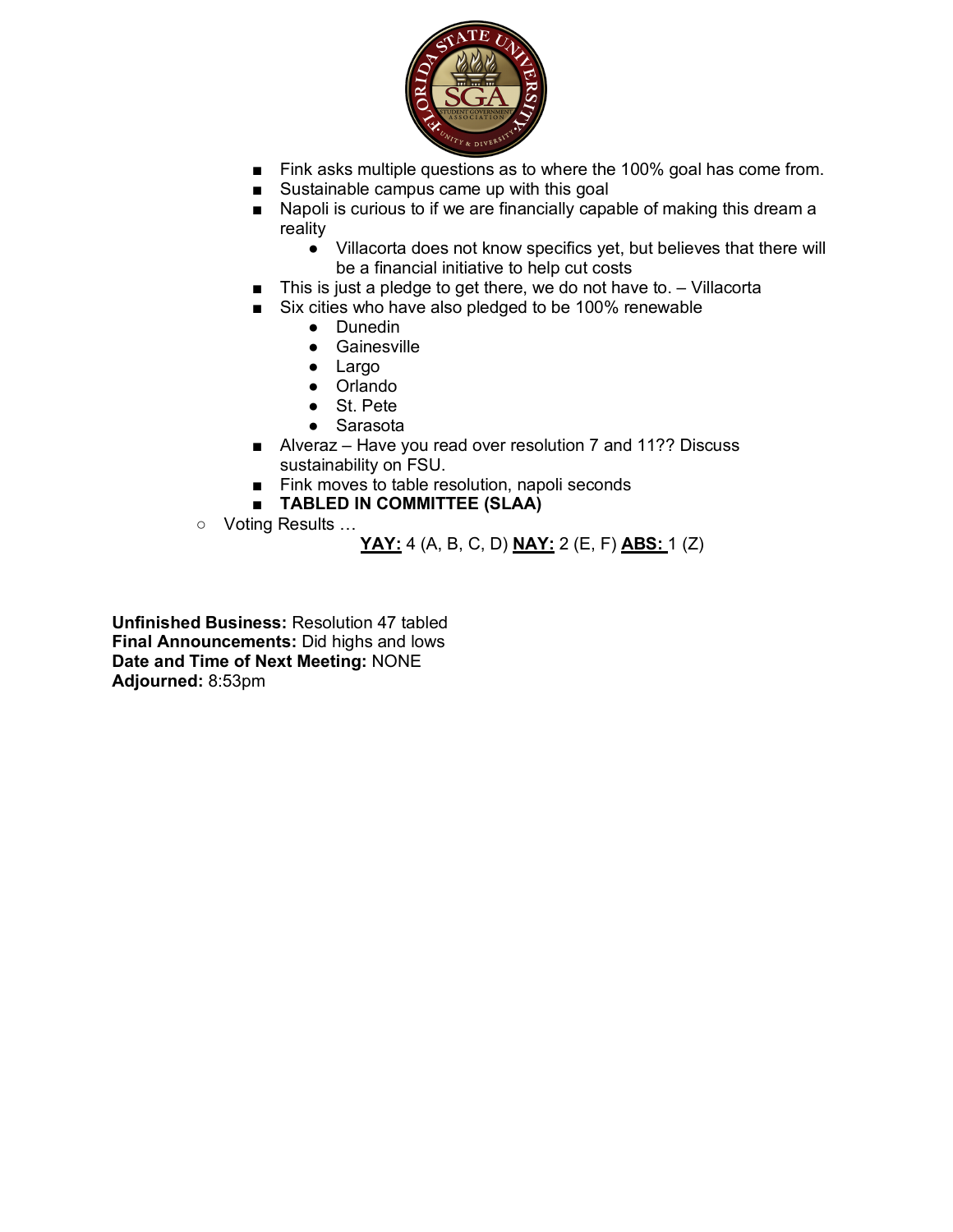- Fink asks multiple questions as to where the 100% goal has come from.
- Sustainable campus came up with this goal
- Napoli is curious to if we are financially capable of making this dream a reality
  - Villacorta does not know specifics yet, but believes that there will be a financial initiative to help cut costs
- This is just a pledge to get there, we do not have to. – Villacorta
- Six cities who have also pledged to be 100% renewable
  - Dunedin
  - Gainesville
  - Largo
  - Orlando
  - St. Pete
  - Sarasota
- Alveraz – Have you read over resolution 7 and 11?? Discuss sustainability on FSU.
- Fink moves to table resolution, napoli seconds
- **TABLED IN COMMITTEE (SLAA)**

- Voting Results …

**YAY:** 4 (A, B, C, D) **NAY:** 2 (E, F) **ABS:** 1 (Z)

**Unfinished Business:** Resolution 47 tabled
**Final Announcements:** Did highs and lows
**Date and Time of Next Meeting:** NONE
**Adjourned:** 8:53pm